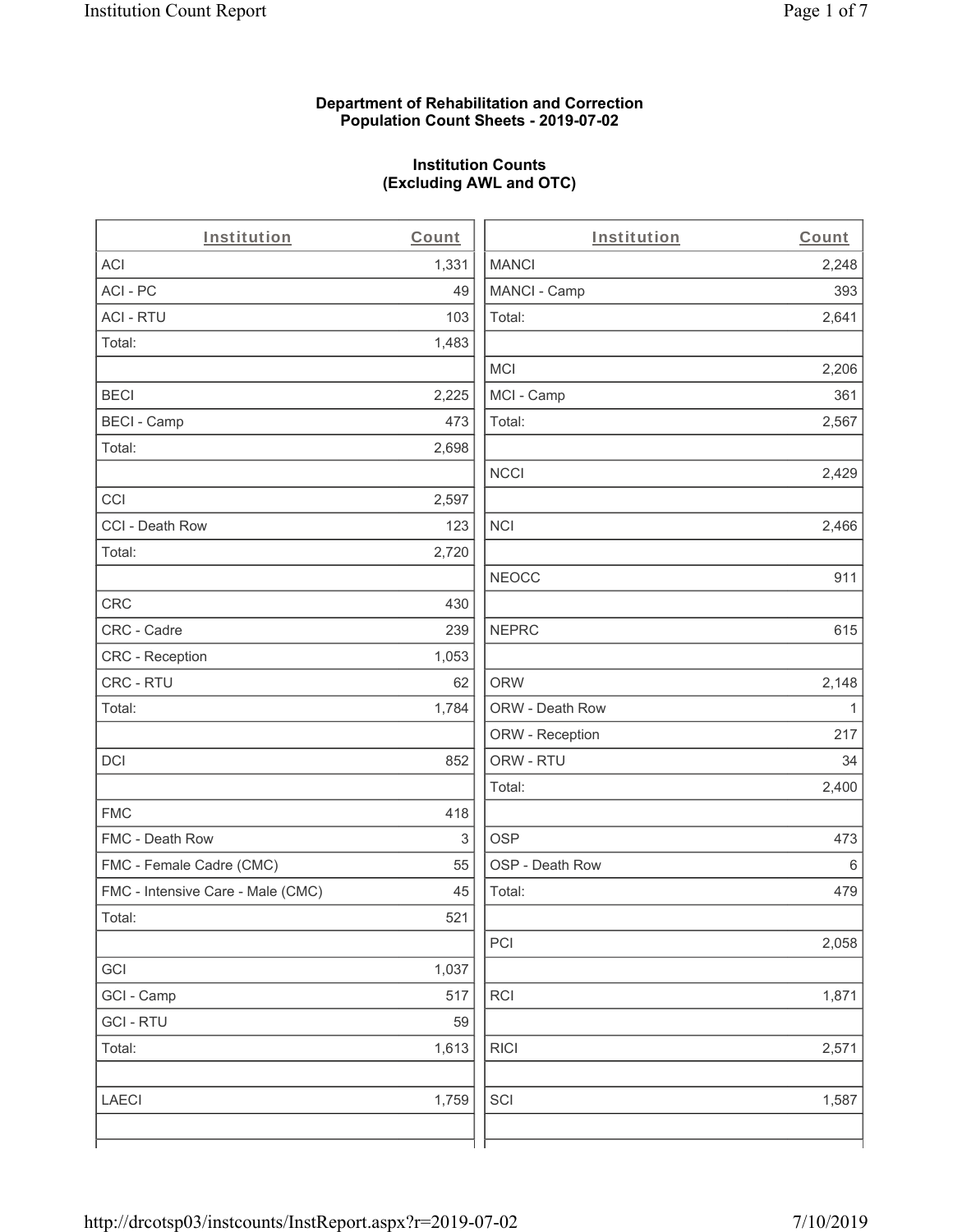**Department of Rehabilitation and Correction**
**Population Count Sheets - 2019-07-02**

**Institution Counts**
**(Excluding AWL and OTC)**

| Institution | Count |
|---|---|
| ACI | 1,331 |
| ACI - PC | 49 |
| ACI - RTU | 103 |
| Total: | 1,483 |
| | |
| BECI | 2,225 |
| BECI - Camp | 473 |
| Total: | 2,698 |
| | |
| CCI | 2,597 |
| CCI - Death Row | 123 |
| Total: | 2,720 |
| | |
| CRC | 430 |
| CRC - Cadre | 239 |
| CRC - Reception | 1,053 |
| CRC - RTU | 62 |
| Total: | 1,784 |
| | |
| DCI | 852 |
| | |
| FMC | 418 |
| FMC - Death Row | 3 |
| FMC - Female Cadre (CMC) | 55 |
| FMC - Intensive Care - Male (CMC) | 45 |
| Total: | 521 |
| | |
| GCI | 1,037 |
| GCI - Camp | 517 |
| GCI - RTU | 59 |
| Total: | 1,613 |
| | |
| LAECI | 1,759 |
| | |
| MANCI | 2,248 |
| MANCI - Camp | 393 |
| Total: | 2,641 |
| | |
| MCI | 2,206 |
| MCI - Camp | 361 |
| Total: | 2,567 |
| | |
| NCCI | 2,429 |
| | |
| NCI | 2,466 |
| | |
| NEOCC | 911 |
| | |
| NEPRC | 615 |
| | |
| ORW | 2,148 |
| ORW - Death Row | 1 |
| ORW - Reception | 217 |
| ORW - RTU | 34 |
| Total: | 2,400 |
| | |
| OSP | 473 |
| OSP - Death Row | 6 |
| Total: | 479 |
| | |
| PCI | 2,058 |
| | |
| RCI | 1,871 |
| | |
| RICI | 2,571 |
| | |
| SCI | 1,587 |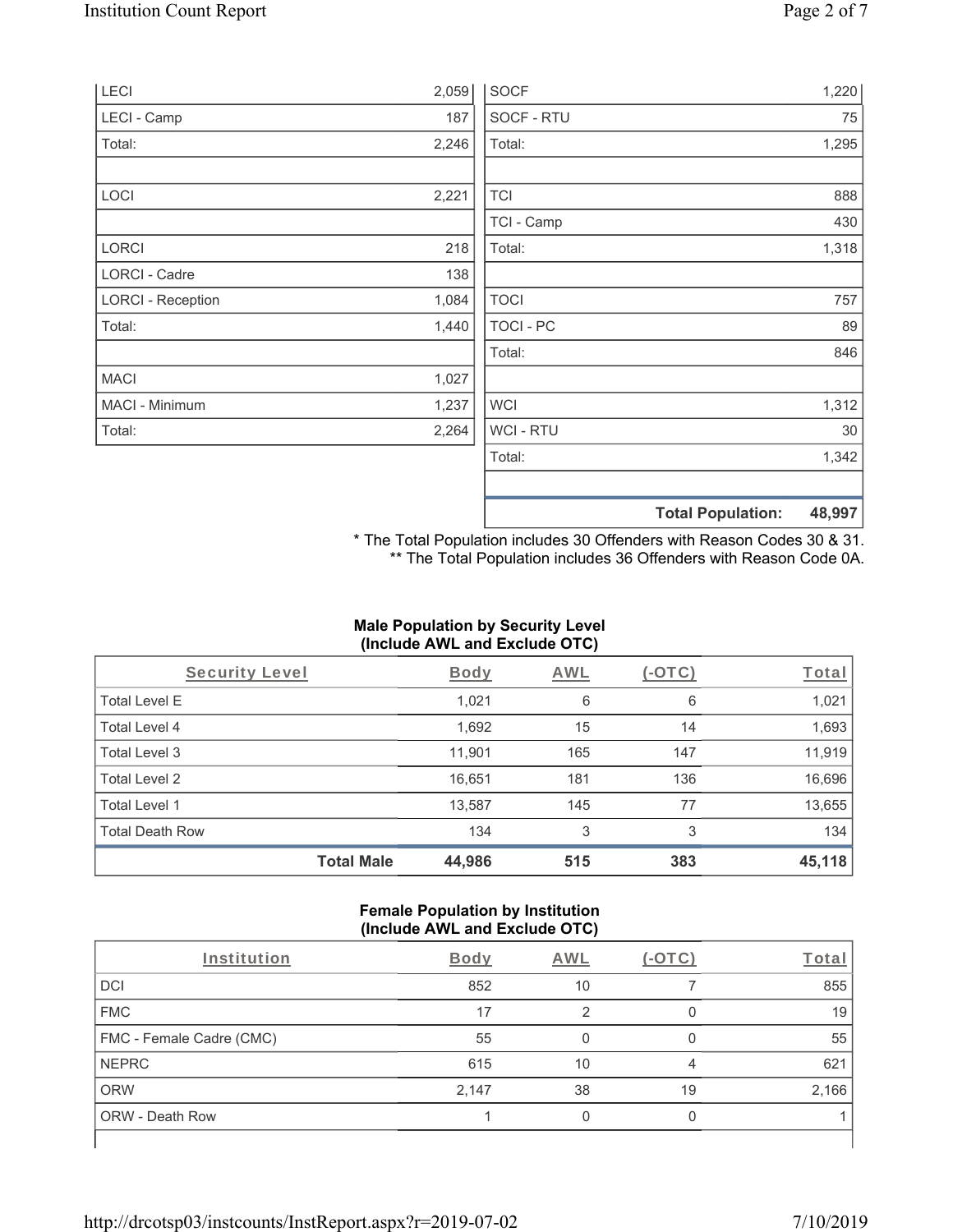| | |
|---|---|
| LECI | 2,059 |
| LECI - Camp | 187 |
| Total: | 2,246 |
| | |
| LOCI | 2,221 |
| | |
| LORCI | 218 |
| LORCI - Cadre | 138 |
| LORCI - Reception | 1,084 |
| Total: | 1,440 |
| | |
| MACI | 1,027 |
| MACI - Minimum | 1,237 |
| Total: | 2,264 |

| | |
|---|---|
| SOCF | 1,220 |
| SOCF - RTU | 75 |
| Total: | 1,295 |
| | |
| TCI | 888 |
| TCI - Camp | 430 |
| Total: | 1,318 |
| | |
| TOCI | 757 |
| TOCI - PC | 89 |
| Total: | 846 |
| | |
| WCI | 1,312 |
| WCI - RTU | 30 |
| Total: | 1,342 |
| | |
| **Total Population:** | **48,997** |

\* The Total Population includes 30 Offenders with Reason Codes 30 & 31.
\*\* The Total Population includes 36 Offenders with Reason Code 0A.

### Male Population by Security Level (Include AWL and Exclude OTC)

| Security Level | Body | AWL | (-OTC) | Total |
|---|---|---|---|---|
| Total Level E | 1,021 | 6 | 6 | 1,021 |
| Total Level 4 | 1,692 | 15 | 14 | 1,693 |
| Total Level 3 | 11,901 | 165 | 147 | 11,919 |
| Total Level 2 | 16,651 | 181 | 136 | 16,696 |
| Total Level 1 | 13,587 | 145 | 77 | 13,655 |
| Total Death Row | 134 | 3 | 3 | 134 |
| **Total Male** | **44,986** | **515** | **383** | **45,118** |

### Female Population by Institution (Include AWL and Exclude OTC)

| Institution | Body | AWL | (-OTC) | Total |
|---|---|---|---|---|
| DCI | 852 | 10 | 7 | 855 |
| FMC | 17 | 2 | 0 | 19 |
| FMC - Female Cadre (CMC) | 55 | 0 | 0 | 55 |
| NEPRC | 615 | 10 | 4 | 621 |
| ORW | 2,147 | 38 | 19 | 2,166 |
| ORW - Death Row | 1 | 0 | 0 | 1 |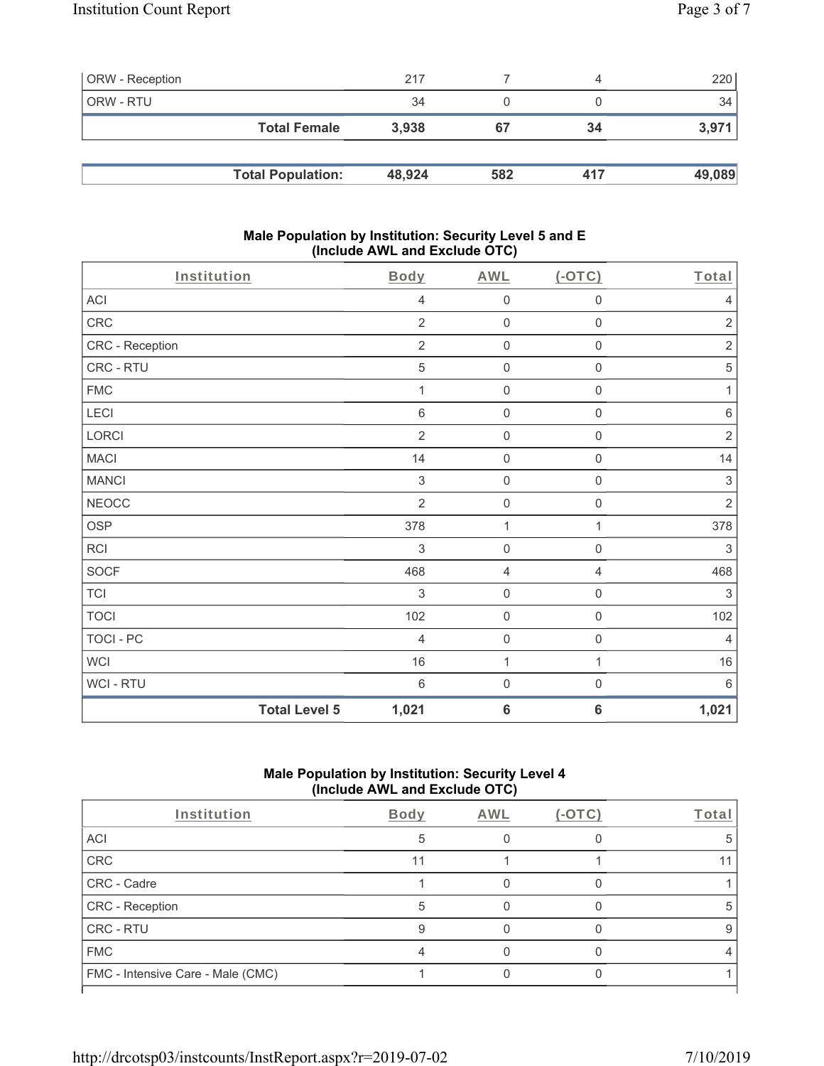| ORW - Reception | 217 | 7 | 4 | 220 |
|---|---|---|---|---|
| ORW - RTU | 34 | 0 | 0 | 34 |
| **Total Female** | **3,938** | **67** | **34** | **3,971** |

| **Total Population:** | **48,924** | **582** | **417** | **49,089** |
|---|---|---|---|---|

### Male Population by Institution: Security Level 5 and E (Include AWL and Exclude OTC)

| Institution | Body | AWL | (-OTC) | Total |
|---|---|---|---|---|
| ACI | 4 | 0 | 0 | 4 |
| CRC | 2 | 0 | 0 | 2 |
| CRC - Reception | 2 | 0 | 0 | 2 |
| CRC - RTU | 5 | 0 | 0 | 5 |
| FMC | 1 | 0 | 0 | 1 |
| LECI | 6 | 0 | 0 | 6 |
| LORCI | 2 | 0 | 0 | 2 |
| MACI | 14 | 0 | 0 | 14 |
| MANCI | 3 | 0 | 0 | 3 |
| NEOCC | 2 | 0 | 0 | 2 |
| OSP | 378 | 1 | 1 | 378 |
| RCI | 3 | 0 | 0 | 3 |
| SOCF | 468 | 4 | 4 | 468 |
| TCI | 3 | 0 | 0 | 3 |
| TOCI | 102 | 0 | 0 | 102 |
| TOCI - PC | 4 | 0 | 0 | 4 |
| WCI | 16 | 1 | 1 | 16 |
| WCI - RTU | 6 | 0 | 0 | 6 |
| **Total Level 5** | **1,021** | **6** | **6** | **1,021** |

### Male Population by Institution: Security Level 4 (Include AWL and Exclude OTC)

| Institution | Body | AWL | (-OTC) | Total |
|---|---|---|---|---|
| ACI | 5 | 0 | 0 | 5 |
| CRC | 11 | 1 | 1 | 11 |
| CRC - Cadre | 1 | 0 | 0 | 1 |
| CRC - Reception | 5 | 0 | 0 | 5 |
| CRC - RTU | 9 | 0 | 0 | 9 |
| FMC | 4 | 0 | 0 | 4 |
| FMC - Intensive Care - Male (CMC) | 1 | 0 | 0 | 1 |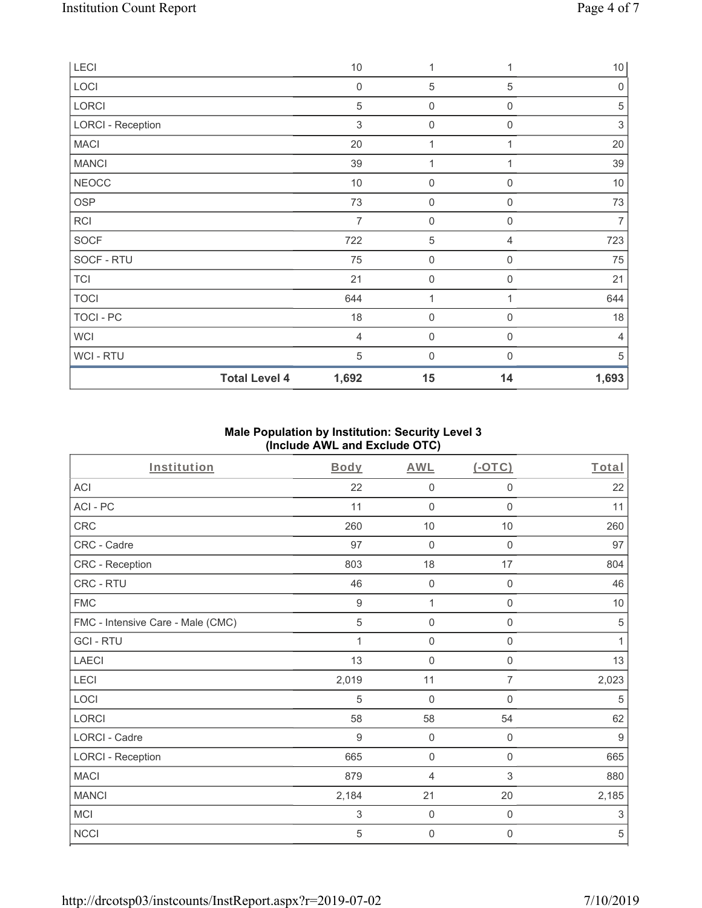| | | | | |
|---|---|---|---|---|
| LECI | 10 | 1 | 1 | 10 |
| LOCI | 0 | 5 | 5 | 0 |
| LORCI | 5 | 0 | 0 | 5 |
| LORCI - Reception | 3 | 0 | 0 | 3 |
| MACI | 20 | 1 | 1 | 20 |
| MANCI | 39 | 1 | 1 | 39 |
| NEOCC | 10 | 0 | 0 | 10 |
| OSP | 73 | 0 | 0 | 73 |
| RCI | 7 | 0 | 0 | 7 |
| SOCF | 722 | 5 | 4 | 723 |
| SOCF - RTU | 75 | 0 | 0 | 75 |
| TCI | 21 | 0 | 0 | 21 |
| TOCI | 644 | 1 | 1 | 644 |
| TOCI - PC | 18 | 0 | 0 | 18 |
| WCI | 4 | 0 | 0 | 4 |
| WCI - RTU | 5 | 0 | 0 | 5 |
| **Total Level 4** | **1,692** | **15** | **14** | **1,693** |

### Male Population by Institution: Security Level 3 (Include AWL and Exclude OTC)

| Institution | Body | AWL | (-OTC) | Total |
|---|---|---|---|---|
| ACI | 22 | 0 | 0 | 22 |
| ACI - PC | 11 | 0 | 0 | 11 |
| CRC | 260 | 10 | 10 | 260 |
| CRC - Cadre | 97 | 0 | 0 | 97 |
| CRC - Reception | 803 | 18 | 17 | 804 |
| CRC - RTU | 46 | 0 | 0 | 46 |
| FMC | 9 | 1 | 0 | 10 |
| FMC - Intensive Care - Male (CMC) | 5 | 0 | 0 | 5 |
| GCI - RTU | 1 | 0 | 0 | 1 |
| LAECI | 13 | 0 | 0 | 13 |
| LECI | 2,019 | 11 | 7 | 2,023 |
| LOCI | 5 | 0 | 0 | 5 |
| LORCI | 58 | 58 | 54 | 62 |
| LORCI - Cadre | 9 | 0 | 0 | 9 |
| LORCI - Reception | 665 | 0 | 0 | 665 |
| MACI | 879 | 4 | 3 | 880 |
| MANCI | 2,184 | 21 | 20 | 2,185 |
| MCI | 3 | 0 | 0 | 3 |
| NCCI | 5 | 0 | 0 | 5 |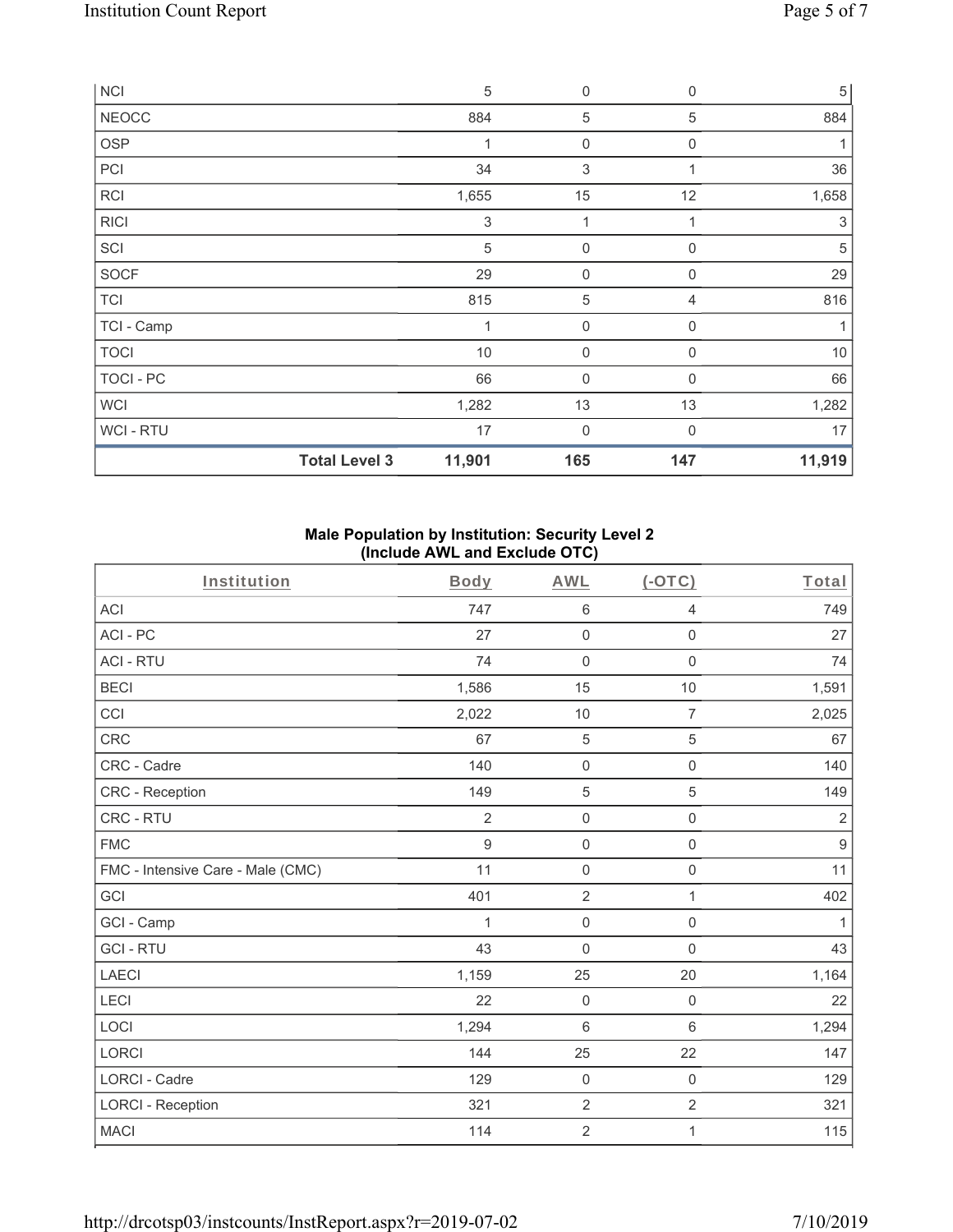| NCI | | 5 | 0 | 0 | 5 |
|---|---|---|---|---|---|
| NEOCC | | 884 | 5 | 5 | 884 |
| OSP | | 1 | 0 | 0 | 1 |
| PCI | | 34 | 3 | 1 | 36 |
| RCI | | 1,655 | 15 | 12 | 1,658 |
| RICI | | 3 | 1 | 1 | 3 |
| SCI | | 5 | 0 | 0 | 5 |
| SOCF | | 29 | 0 | 0 | 29 |
| TCI | | 815 | 5 | 4 | 816 |
| TCI - Camp | | 1 | 0 | 0 | 1 |
| TOCI | | 10 | 0 | 0 | 10 |
| TOCI - PC | | 66 | 0 | 0 | 66 |
| WCI | | 1,282 | 13 | 13 | 1,282 |
| WCI - RTU | | 17 | 0 | 0 | 17 |
| | **Total Level 3** | **11,901** | **165** | **147** | **11,919** |

**Male Population by Institution: Security Level 2 (Include AWL and Exclude OTC)**

| Institution | Body | AWL | (-OTC) | Total |
|---|---|---|---|---|
| ACI | 747 | 6 | 4 | 749 |
| ACI - PC | 27 | 0 | 0 | 27 |
| ACI - RTU | 74 | 0 | 0 | 74 |
| BECI | 1,586 | 15 | 10 | 1,591 |
| CCI | 2,022 | 10 | 7 | 2,025 |
| CRC | 67 | 5 | 5 | 67 |
| CRC - Cadre | 140 | 0 | 0 | 140 |
| CRC - Reception | 149 | 5 | 5 | 149 |
| CRC - RTU | 2 | 0 | 0 | 2 |
| FMC | 9 | 0 | 0 | 9 |
| FMC - Intensive Care - Male (CMC) | 11 | 0 | 0 | 11 |
| GCI | 401 | 2 | 1 | 402 |
| GCI - Camp | 1 | 0 | 0 | 1 |
| GCI - RTU | 43 | 0 | 0 | 43 |
| LAECI | 1,159 | 25 | 20 | 1,164 |
| LECI | 22 | 0 | 0 | 22 |
| LOCI | 1,294 | 6 | 6 | 1,294 |
| LORCI | 144 | 25 | 22 | 147 |
| LORCI - Cadre | 129 | 0 | 0 | 129 |
| LORCI - Reception | 321 | 2 | 2 | 321 |
| MACI | 114 | 2 | 1 | 115 |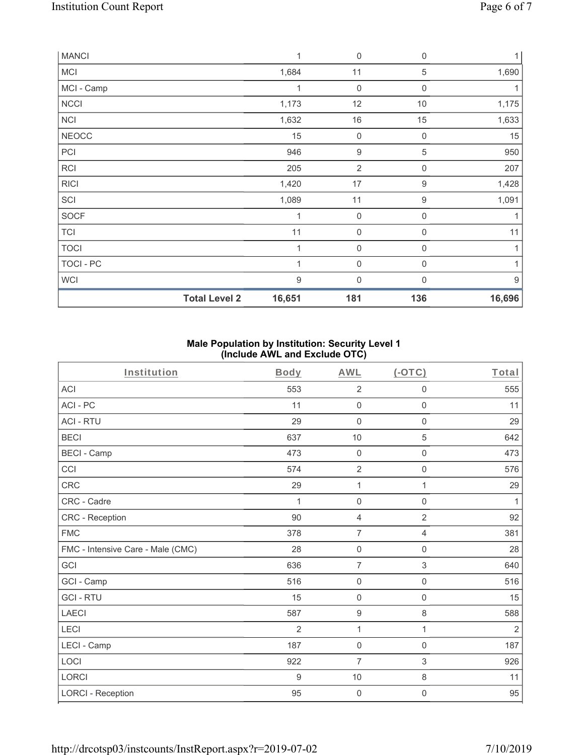| MANCI | | 1 | 0 | 0 | 1 |
|---|---|---|---|---|---|
| MCI | | 1,684 | 11 | 5 | 1,690 |
| MCI - Camp | | 1 | 0 | 0 | 1 |
| NCCI | | 1,173 | 12 | 10 | 1,175 |
| NCI | | 1,632 | 16 | 15 | 1,633 |
| NEOCC | | 15 | 0 | 0 | 15 |
| PCI | | 946 | 9 | 5 | 950 |
| RCI | | 205 | 2 | 0 | 207 |
| RICI | | 1,420 | 17 | 9 | 1,428 |
| SCI | | 1,089 | 11 | 9 | 1,091 |
| SOCF | | 1 | 0 | 0 | 1 |
| TCI | | 11 | 0 | 0 | 11 |
| TOCI | | 1 | 0 | 0 | 1 |
| TOCI - PC | | 1 | 0 | 0 | 1 |
| WCI | | 9 | 0 | 0 | 9 |
| | **Total Level 2** | **16,651** | **181** | **136** | **16,696** |

**Male Population by Institution: Security Level 1**
**(Include AWL and Exclude OTC)**

| Institution | Body | AWL | (-OTC) | Total |
|---|---|---|---|---|
| ACI | 553 | 2 | 0 | 555 |
| ACI - PC | 11 | 0 | 0 | 11 |
| ACI - RTU | 29 | 0 | 0 | 29 |
| BECI | 637 | 10 | 5 | 642 |
| BECI - Camp | 473 | 0 | 0 | 473 |
| CCI | 574 | 2 | 0 | 576 |
| CRC | 29 | 1 | 1 | 29 |
| CRC - Cadre | 1 | 0 | 0 | 1 |
| CRC - Reception | 90 | 4 | 2 | 92 |
| FMC | 378 | 7 | 4 | 381 |
| FMC - Intensive Care - Male (CMC) | 28 | 0 | 0 | 28 |
| GCI | 636 | 7 | 3 | 640 |
| GCI - Camp | 516 | 0 | 0 | 516 |
| GCI - RTU | 15 | 0 | 0 | 15 |
| LAECI | 587 | 9 | 8 | 588 |
| LECI | 2 | 1 | 1 | 2 |
| LECI - Camp | 187 | 0 | 0 | 187 |
| LOCI | 922 | 7 | 3 | 926 |
| LORCI | 9 | 10 | 8 | 11 |
| LORCI - Reception | 95 | 0 | 0 | 95 |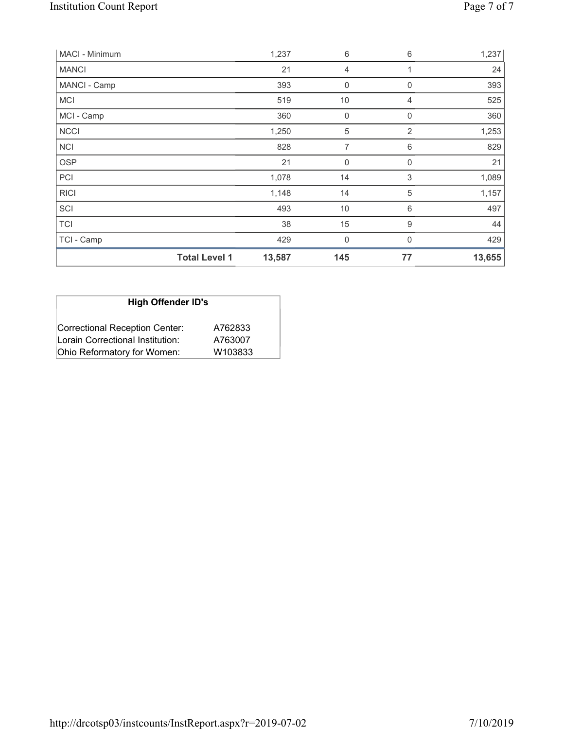| | | | | |
|---|---|---|---|---|
| MACI - Minimum | 1,237 | 6 | 6 | 1,237 |
| MANCI | 21 | 4 | 1 | 24 |
| MANCI - Camp | 393 | 0 | 0 | 393 |
| MCI | 519 | 10 | 4 | 525 |
| MCI - Camp | 360 | 0 | 0 | 360 |
| NCCI | 1,250 | 5 | 2 | 1,253 |
| NCI | 828 | 7 | 6 | 829 |
| OSP | 21 | 0 | 0 | 21 |
| PCI | 1,078 | 14 | 3 | 1,089 |
| RICI | 1,148 | 14 | 5 | 1,157 |
| SCI | 493 | 10 | 6 | 497 |
| TCI | 38 | 15 | 9 | 44 |
| TCI - Camp | 429 | 0 | 0 | 429 |
| **Total Level 1** | **13,587** | **145** | **77** | **13,655** |

| High Offender ID's | |
|---|---|
| Correctional Reception Center: | A762833 |
| Lorain Correctional Institution: | A763007 |
| Ohio Reformatory for Women: | W103833 |